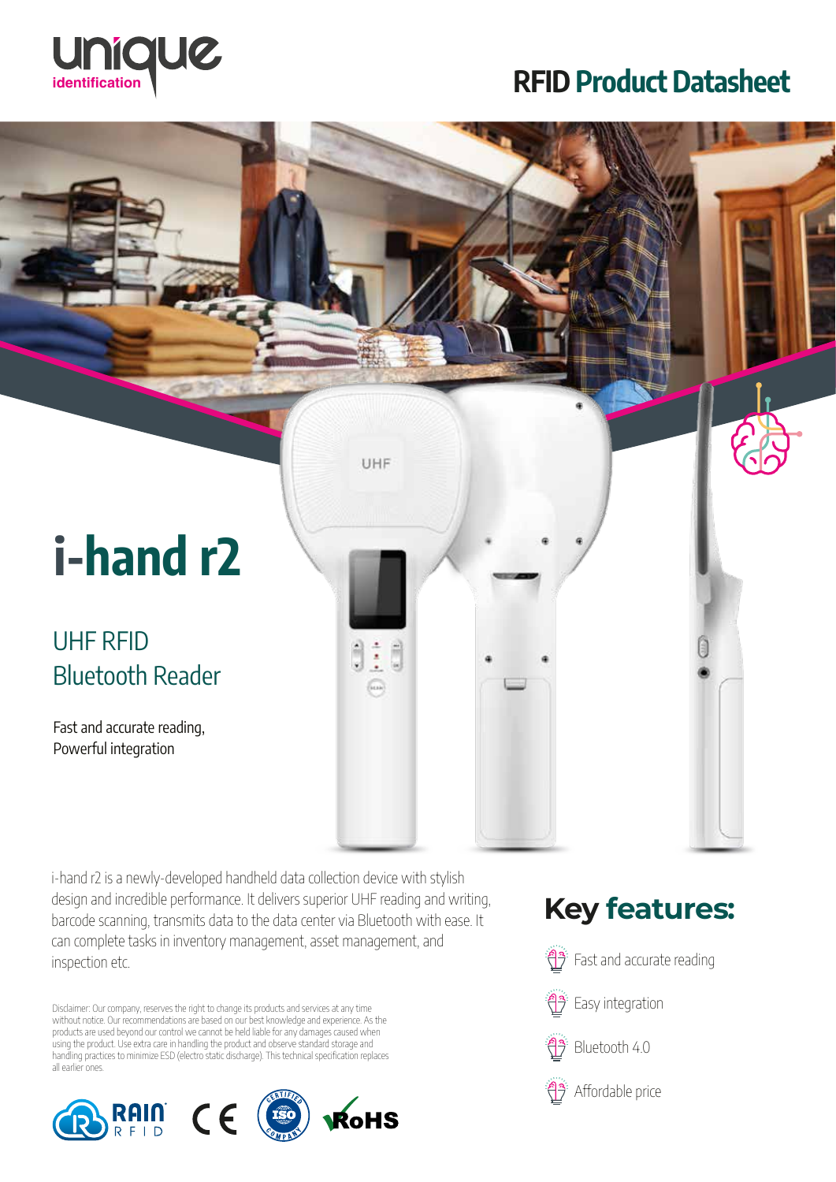unique identification

# RFID Product Datasheet

# i-hand r2

## UHF RFID Bluetooth Reader

Fast and accurate reading,
Powerful integration

i-hand r2 is a newly-developed handheld data collection device with stylish design and incredible performance. It delivers superior UHF reading and writing, barcode scanning, transmits data to the data center via Bluetooth with ease. It can complete tasks in inventory management, asset management, and inspection etc.

Disclaimer: Our company, reserves the right to change its products and services at any time without notice. Our recommendations are based on our best knowledge and experience. As the products are used beyond our control we cannot be held liable for any damages caused when using the product. Use extra care in handling the product and observe standard storage and handling practices to minimize ESD (electro static discharge). This technical specification replaces all earlier ones.

## Key features:

- Fast and accurate reading
- Easy integration
- Bluetooth 4.0
- Affordable price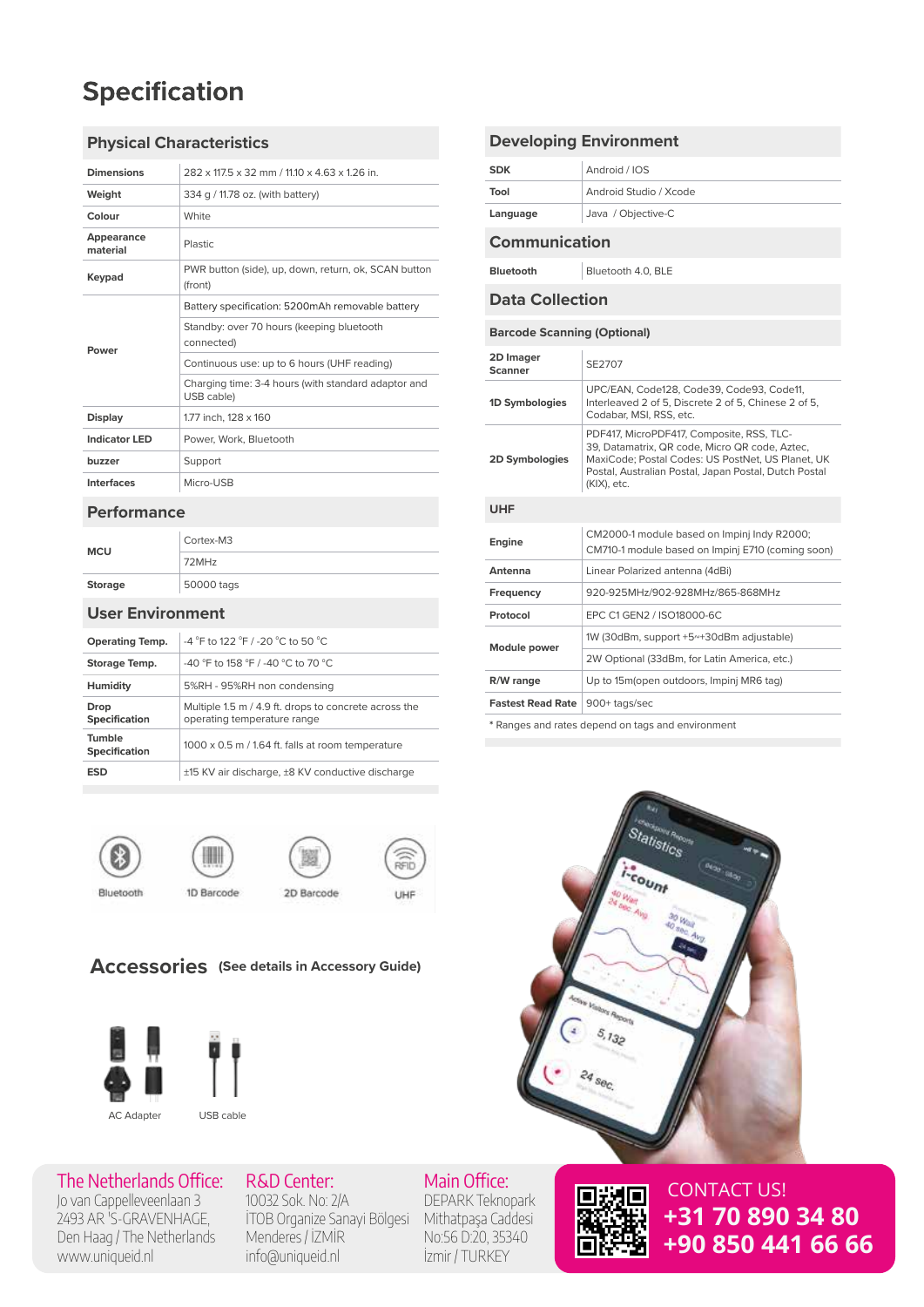# Specification

## Physical Characteristics

| | |
|---|---|
| **Dimensions** | 282 x 117.5 x 32 mm / 11.10 x 4.63 x 1.26 in. |
| **Weight** | 334 g / 11.78 oz. (with battery) |
| **Colour** | White |
| **Appearance material** | Plastic |
| **Keypad** | PWR button (side), up, down, return, ok, SCAN button (front) |
| **Power** | Battery specification: 5200mAh removable battery |
| | Standby: over 70 hours (keeping bluetooth connected) |
| | Continuous use: up to 6 hours (UHF reading) |
| | Charging time: 3-4 hours (with standard adaptor and USB cable) |
| **Display** | 1.77 inch, 128 x 160 |
| **Indicator LED** | Power, Work, Bluetooth |
| **buzzer** | Support |
| **Interfaces** | Micro-USB |

## Performance

| | |
|---|---|
| **MCU** | Cortex-M3 |
| | 72MHz |
| **Storage** | 50000 tags |

## User Environment

| | |
|---|---|
| **Operating Temp.** | -4 °F to 122 °F / -20 °C to 50 °C |
| **Storage Temp.** | -40 °F to 158 °F / -40 °C to 70 °C |
| **Humidity** | 5%RH - 95%RH non condensing |
| **Drop Specification** | Multiple 1.5 m / 4.9 ft. drops to concrete across the operating temperature range |
| **Tumble Specification** | 1000 x 0.5 m / 1.64 ft. falls at room temperature |
| **ESD** | ±15 KV air discharge, ±8 KV conductive discharge |

Bluetooth 1D Barcode 2D Barcode UHF

## Developing Environment

| | |
|---|---|
| **SDK** | Android / IOS |
| **Tool** | Android Studio / Xcode |
| **Language** | Java / Objective-C |

## Communication

| | |
|---|---|
| **Bluetooth** | Bluetooth 4.0, BLE |

## Data Collection

### Barcode Scanning (Optional)

| | |
|---|---|
| **2D Imager Scanner** | SE2707 |
| **1D Symbologies** | UPC/EAN, Code128, Code39, Code93, Code11, Interleaved 2 of 5, Discrete 2 of 5, Chinese 2 of 5, Codabar, MSI, RSS, etc. |
| **2D Symbologies** | PDF417, MicroPDF417, Composite, RSS, TLC-39, Datamatrix, QR code, Micro QR code, Aztec, MaxiCode; Postal Codes: US PostNet, US Planet, UK Postal, Australian Postal, Japan Postal, Dutch Postal (KIX), etc. |

### UHF

| | |
|---|---|
| **Engine** | CM2000-1 module based on Impinj Indy R2000; CM710-1 module based on Impinj E710 (coming soon) |
| **Antenna** | Linear Polarized antenna (4dBi) |
| **Frequency** | 920-925MHz/902-928MHz/865-868MHz |
| **Protocol** | EPC C1 GEN2 / ISO18000-6C |
| **Module power** | 1W (30dBm, support +5~+30dBm adjustable) |
| | 2W Optional (33dBm, for Latin America, etc.) |
| **R/W range** | Up to 15m(open outdoors, Impinj MR6 tag) |
| **Fastest Read Rate** | 900+ tags/sec |

* Ranges and rates depend on tags and environment

## Accessories (See details in Accessory Guide)

AC Adapter

USB cable

**The Netherlands Office:**
Jo van Cappelleveenlaan 3
2493 AR 'S-GRAVENHAGE,
Den Haag / The Netherlands
www.uniqueid.nl

**R&D Center:**
10032 Sok. No: 2/A
İTOB Organize Sanayi Bölgesi
Menderes / İZMİR
info@uniqueid.nl

**Main Office:**
DEPARK Teknopark
Mithatpaşa Caddesi
No:56 D:20, 35340
İzmir / TURKEY

**CONTACT US!**
**+31 70 890 34 80**
**+90 850 441 66 66**